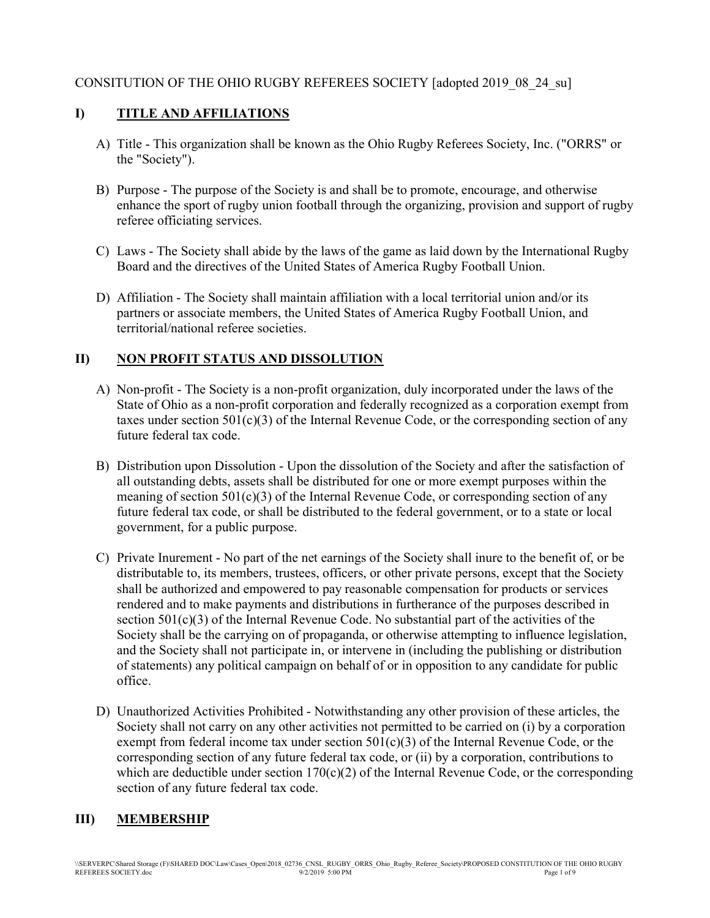CONSITUTION OF THE OHIO RUGBY REFEREES SOCIETY [adopted 2019_08_24_su]

## I) TITLE AND AFFILIATIONS

A) Title - This organization shall be known as the Ohio Rugby Referees Society, Inc. ("ORRS" or the "Society").

B) Purpose - The purpose of the Society is and shall be to promote, encourage, and otherwise enhance the sport of rugby union football through the organizing, provision and support of rugby referee officiating services.

C) Laws - The Society shall abide by the laws of the game as laid down by the International Rugby Board and the directives of the United States of America Rugby Football Union.

D) Affiliation - The Society shall maintain affiliation with a local territorial union and/or its partners or associate members, the United States of America Rugby Football Union, and territorial/national referee societies.

## II) NON PROFIT STATUS AND DISSOLUTION

A) Non-profit - The Society is a non-profit organization, duly incorporated under the laws of the State of Ohio as a non-profit corporation and federally recognized as a corporation exempt from taxes under section 501(c)(3) of the Internal Revenue Code, or the corresponding section of any future federal tax code.

B) Distribution upon Dissolution - Upon the dissolution of the Society and after the satisfaction of all outstanding debts, assets shall be distributed for one or more exempt purposes within the meaning of section 501(c)(3) of the Internal Revenue Code, or corresponding section of any future federal tax code, or shall be distributed to the federal government, or to a state or local government, for a public purpose.

C) Private Inurement - No part of the net earnings of the Society shall inure to the benefit of, or be distributable to, its members, trustees, officers, or other private persons, except that the Society shall be authorized and empowered to pay reasonable compensation for products or services rendered and to make payments and distributions in furtherance of the purposes described in section 501(c)(3) of the Internal Revenue Code. No substantial part of the activities of the Society shall be the carrying on of propaganda, or otherwise attempting to influence legislation, and the Society shall not participate in, or intervene in (including the publishing or distribution of statements) any political campaign on behalf of or in opposition to any candidate for public office.

D) Unauthorized Activities Prohibited - Notwithstanding any other provision of these articles, the Society shall not carry on any other activities not permitted to be carried on (i) by a corporation exempt from federal income tax under section 501(c)(3) of the Internal Revenue Code, or the corresponding section of any future federal tax code, or (ii) by a corporation, contributions to which are deductible under section 170(c)(2) of the Internal Revenue Code, or the corresponding section of any future federal tax code.

## III) MEMBERSHIP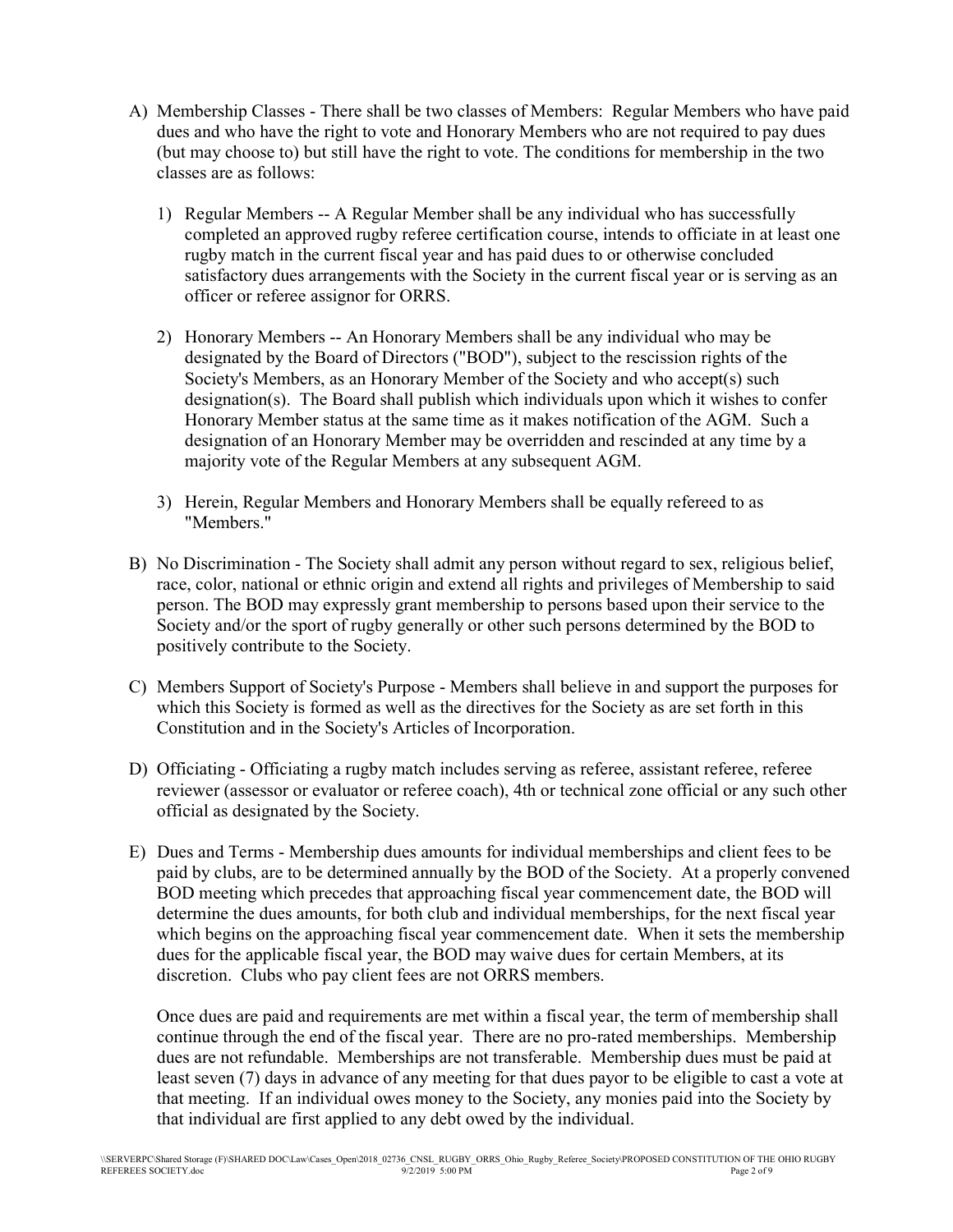A) Membership Classes - There shall be two classes of Members: Regular Members who have paid dues and who have the right to vote and Honorary Members who are not required to pay dues (but may choose to) but still have the right to vote. The conditions for membership in the two classes are as follows:

   1) Regular Members -- A Regular Member shall be any individual who has successfully completed an approved rugby referee certification course, intends to officiate in at least one rugby match in the current fiscal year and has paid dues to or otherwise concluded satisfactory dues arrangements with the Society in the current fiscal year or is serving as an officer or referee assignor for ORRS.

   2) Honorary Members -- An Honorary Members shall be any individual who may be designated by the Board of Directors ("BOD"), subject to the rescission rights of the Society's Members, as an Honorary Member of the Society and who accept(s) such designation(s). The Board shall publish which individuals upon which it wishes to confer Honorary Member status at the same time as it makes notification of the AGM. Such a designation of an Honorary Member may be overridden and rescinded at any time by a majority vote of the Regular Members at any subsequent AGM.

   3) Herein, Regular Members and Honorary Members shall be equally refereed to as "Members."

B) No Discrimination - The Society shall admit any person without regard to sex, religious belief, race, color, national or ethnic origin and extend all rights and privileges of Membership to said person. The BOD may expressly grant membership to persons based upon their service to the Society and/or the sport of rugby generally or other such persons determined by the BOD to positively contribute to the Society.

C) Members Support of Society's Purpose - Members shall believe in and support the purposes for which this Society is formed as well as the directives for the Society as are set forth in this Constitution and in the Society's Articles of Incorporation.

D) Officiating - Officiating a rugby match includes serving as referee, assistant referee, referee reviewer (assessor or evaluator or referee coach), 4th or technical zone official or any such other official as designated by the Society.

E) Dues and Terms - Membership dues amounts for individual memberships and client fees to be paid by clubs, are to be determined annually by the BOD of the Society. At a properly convened BOD meeting which precedes that approaching fiscal year commencement date, the BOD will determine the dues amounts, for both club and individual memberships, for the next fiscal year which begins on the approaching fiscal year commencement date. When it sets the membership dues for the applicable fiscal year, the BOD may waive dues for certain Members, at its discretion. Clubs who pay client fees are not ORRS members.

   Once dues are paid and requirements are met within a fiscal year, the term of membership shall continue through the end of the fiscal year. There are no pro-rated memberships. Membership dues are not refundable. Memberships are not transferable. Membership dues must be paid at least seven (7) days in advance of any meeting for that dues payor to be eligible to cast a vote at that meeting. If an individual owes money to the Society, any monies paid into the Society by that individual are first applied to any debt owed by the individual.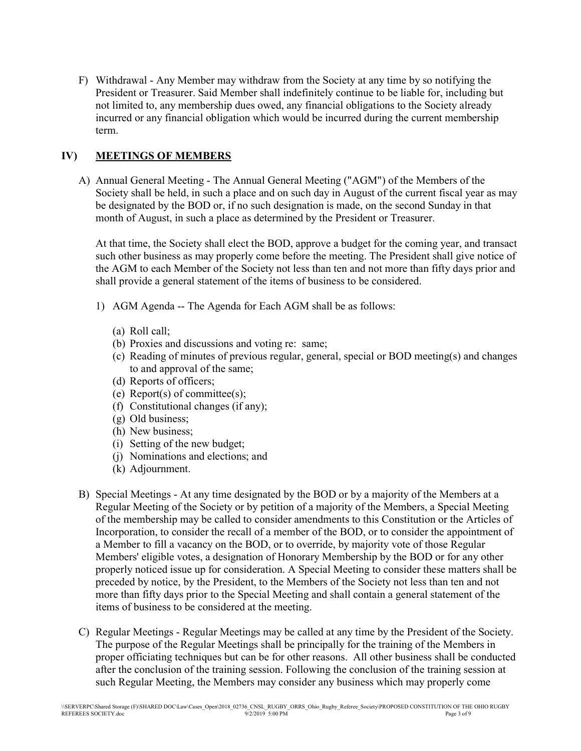F) Withdrawal - Any Member may withdraw from the Society at any time by so notifying the President or Treasurer. Said Member shall indefinitely continue to be liable for, including but not limited to, any membership dues owed, any financial obligations to the Society already incurred or any financial obligation which would be incurred during the current membership term.

## IV) MEETINGS OF MEMBERS

A) Annual General Meeting - The Annual General Meeting ("AGM") of the Members of the Society shall be held, in such a place and on such day in August of the current fiscal year as may be designated by the BOD or, if no such designation is made, on the second Sunday in that month of August, in such a place as determined by the President or Treasurer.

At that time, the Society shall elect the BOD, approve a budget for the coming year, and transact such other business as may properly come before the meeting. The President shall give notice of the AGM to each Member of the Society not less than ten and not more than fifty days prior and shall provide a general statement of the items of business to be considered.

1) AGM Agenda -- The Agenda for Each AGM shall be as follows:

(a) Roll call;
(b) Proxies and discussions and voting re: same;
(c) Reading of minutes of previous regular, general, special or BOD meeting(s) and changes to and approval of the same;
(d) Reports of officers;
(e) Report(s) of committee(s);
(f) Constitutional changes (if any);
(g) Old business;
(h) New business;
(i) Setting of the new budget;
(j) Nominations and elections; and
(k) Adjournment.

B) Special Meetings - At any time designated by the BOD or by a majority of the Members at a Regular Meeting of the Society or by petition of a majority of the Members, a Special Meeting of the membership may be called to consider amendments to this Constitution or the Articles of Incorporation, to consider the recall of a member of the BOD, or to consider the appointment of a Member to fill a vacancy on the BOD, or to override, by majority vote of those Regular Members' eligible votes, a designation of Honorary Membership by the BOD or for any other properly noticed issue up for consideration. A Special Meeting to consider these matters shall be preceded by notice, by the President, to the Members of the Society not less than ten and not more than fifty days prior to the Special Meeting and shall contain a general statement of the items of business to be considered at the meeting.

C) Regular Meetings - Regular Meetings may be called at any time by the President of the Society. The purpose of the Regular Meetings shall be principally for the training of the Members in proper officiating techniques but can be for other reasons. All other business shall be conducted after the conclusion of the training session. Following the conclusion of the training session at such Regular Meeting, the Members may consider any business which may properly come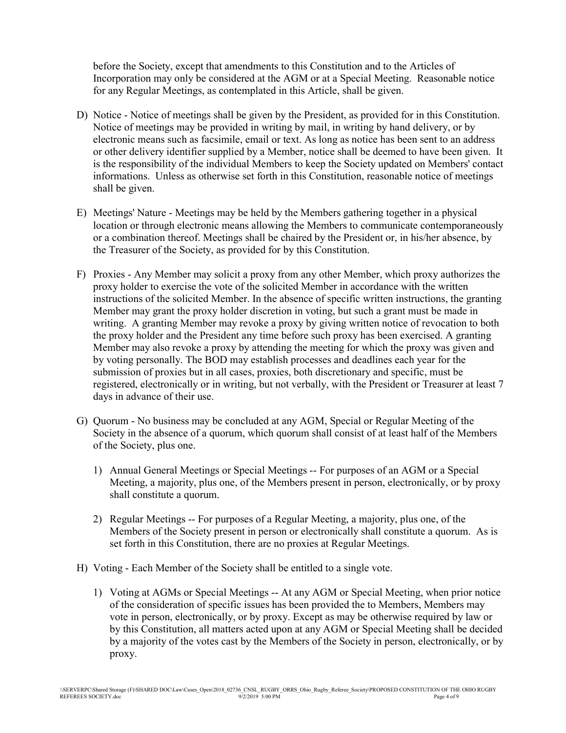before the Society, except that amendments to this Constitution and to the Articles of Incorporation may only be considered at the AGM or at a Special Meeting. Reasonable notice for any Regular Meetings, as contemplated in this Article, shall be given.

D) Notice - Notice of meetings shall be given by the President, as provided for in this Constitution. Notice of meetings may be provided in writing by mail, in writing by hand delivery, or by electronic means such as facsimile, email or text. As long as notice has been sent to an address or other delivery identifier supplied by a Member, notice shall be deemed to have been given. It is the responsibility of the individual Members to keep the Society updated on Members' contact informations. Unless as otherwise set forth in this Constitution, reasonable notice of meetings shall be given.

E) Meetings' Nature - Meetings may be held by the Members gathering together in a physical location or through electronic means allowing the Members to communicate contemporaneously or a combination thereof. Meetings shall be chaired by the President or, in his/her absence, by the Treasurer of the Society, as provided for by this Constitution.

F) Proxies - Any Member may solicit a proxy from any other Member, which proxy authorizes the proxy holder to exercise the vote of the solicited Member in accordance with the written instructions of the solicited Member. In the absence of specific written instructions, the granting Member may grant the proxy holder discretion in voting, but such a grant must be made in writing. A granting Member may revoke a proxy by giving written notice of revocation to both the proxy holder and the President any time before such proxy has been exercised. A granting Member may also revoke a proxy by attending the meeting for which the proxy was given and by voting personally. The BOD may establish processes and deadlines each year for the submission of proxies but in all cases, proxies, both discretionary and specific, must be registered, electronically or in writing, but not verbally, with the President or Treasurer at least 7 days in advance of their use.

G) Quorum - No business may be concluded at any AGM, Special or Regular Meeting of the Society in the absence of a quorum, which quorum shall consist of at least half of the Members of the Society, plus one.

   1) Annual General Meetings or Special Meetings -- For purposes of an AGM or a Special Meeting, a majority, plus one, of the Members present in person, electronically, or by proxy shall constitute a quorum.

   2) Regular Meetings -- For purposes of a Regular Meeting, a majority, plus one, of the Members of the Society present in person or electronically shall constitute a quorum. As is set forth in this Constitution, there are no proxies at Regular Meetings.

H) Voting - Each Member of the Society shall be entitled to a single vote.

   1) Voting at AGMs or Special Meetings -- At any AGM or Special Meeting, when prior notice of the consideration of specific issues has been provided the to Members, Members may vote in person, electronically, or by proxy. Except as may be otherwise required by law or by this Constitution, all matters acted upon at any AGM or Special Meeting shall be decided by a majority of the votes cast by the Members of the Society in person, electronically, or by proxy.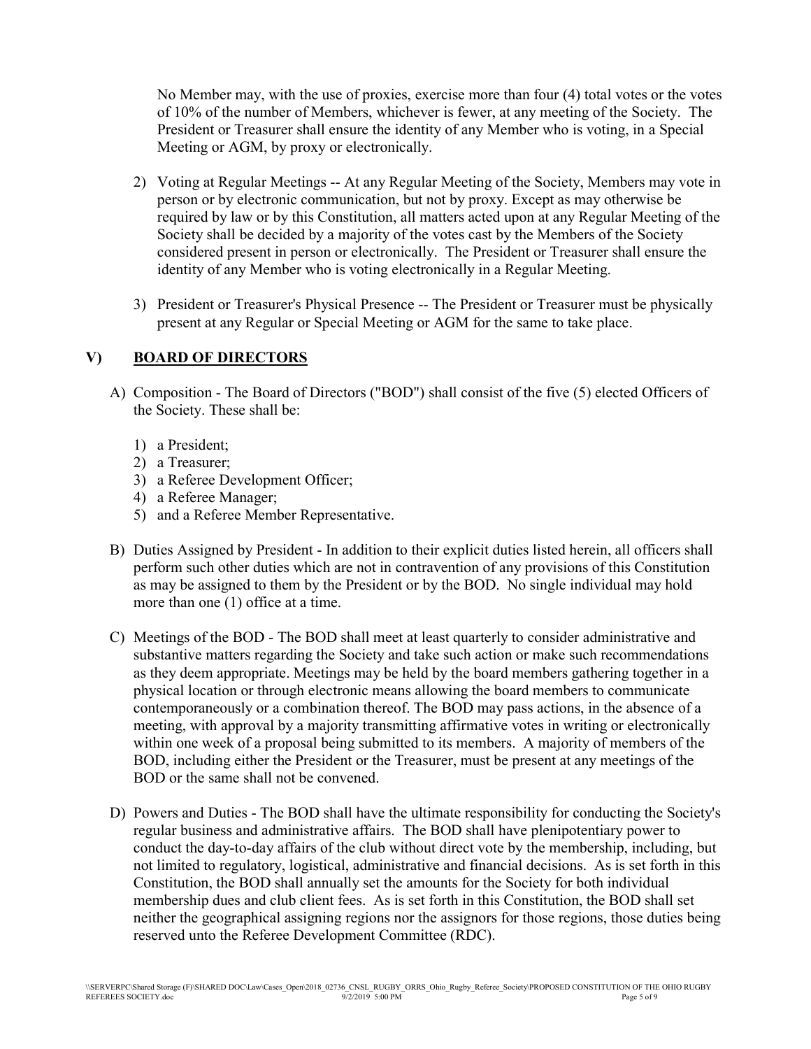No Member may, with the use of proxies, exercise more than four (4) total votes or the votes of 10% of the number of Members, whichever is fewer, at any meeting of the Society. The President or Treasurer shall ensure the identity of any Member who is voting, in a Special Meeting or AGM, by proxy or electronically.

2) Voting at Regular Meetings -- At any Regular Meeting of the Society, Members may vote in person or by electronic communication, but not by proxy. Except as may otherwise be required by law or by this Constitution, all matters acted upon at any Regular Meeting of the Society shall be decided by a majority of the votes cast by the Members of the Society considered present in person or electronically. The President or Treasurer shall ensure the identity of any Member who is voting electronically in a Regular Meeting.

3) President or Treasurer's Physical Presence -- The President or Treasurer must be physically present at any Regular or Special Meeting or AGM for the same to take place.

## V) <u>BOARD OF DIRECTORS</u>

A) Composition - The Board of Directors ("BOD") shall consist of the five (5) elected Officers of the Society. These shall be:

1) a President;
2) a Treasurer;
3) a Referee Development Officer;
4) a Referee Manager;
5) and a Referee Member Representative.

B) Duties Assigned by President - In addition to their explicit duties listed herein, all officers shall perform such other duties which are not in contravention of any provisions of this Constitution as may be assigned to them by the President or by the BOD. No single individual may hold more than one (1) office at a time.

C) Meetings of the BOD - The BOD shall meet at least quarterly to consider administrative and substantive matters regarding the Society and take such action or make such recommendations as they deem appropriate. Meetings may be held by the board members gathering together in a physical location or through electronic means allowing the board members to communicate contemporaneously or a combination thereof. The BOD may pass actions, in the absence of a meeting, with approval by a majority transmitting affirmative votes in writing or electronically within one week of a proposal being submitted to its members. A majority of members of the BOD, including either the President or the Treasurer, must be present at any meetings of the BOD or the same shall not be convened.

D) Powers and Duties - The BOD shall have the ultimate responsibility for conducting the Society's regular business and administrative affairs. The BOD shall have plenipotentiary power to conduct the day-to-day affairs of the club without direct vote by the membership, including, but not limited to regulatory, logistical, administrative and financial decisions. As is set forth in this Constitution, the BOD shall annually set the amounts for the Society for both individual membership dues and club client fees. As is set forth in this Constitution, the BOD shall set neither the geographical assigning regions nor the assignors for those regions, those duties being reserved unto the Referee Development Committee (RDC).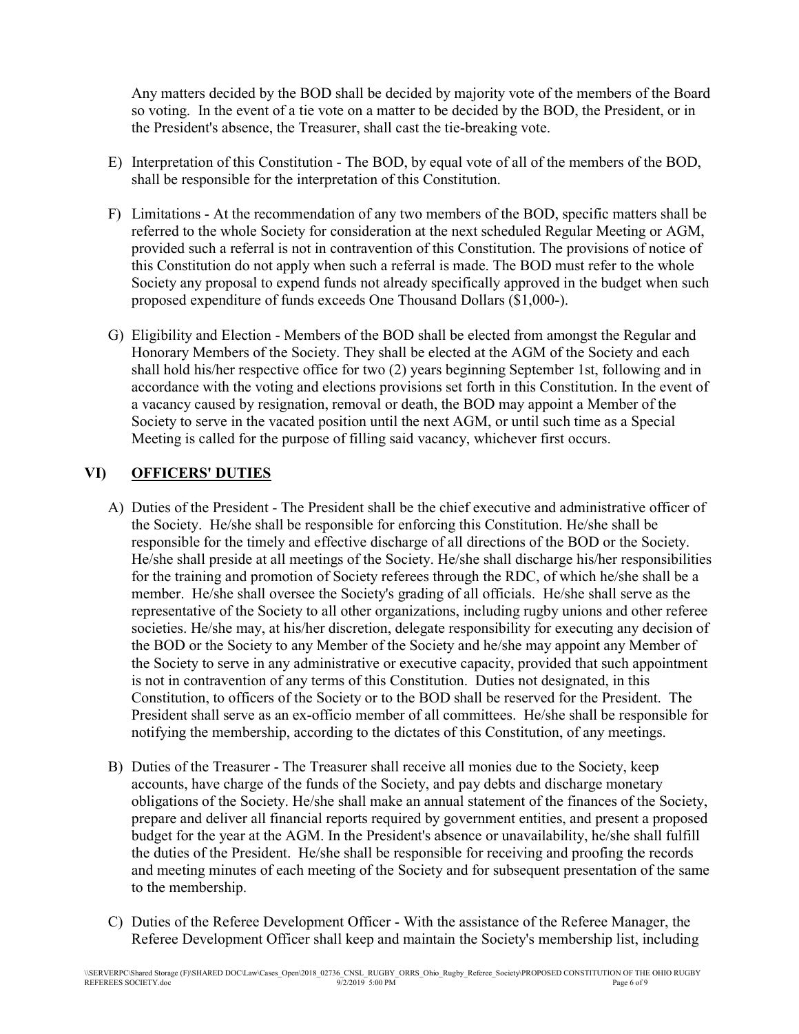Any matters decided by the BOD shall be decided by majority vote of the members of the Board so voting. In the event of a tie vote on a matter to be decided by the BOD, the President, or in the President's absence, the Treasurer, shall cast the tie-breaking vote.

E) Interpretation of this Constitution - The BOD, by equal vote of all of the members of the BOD, shall be responsible for the interpretation of this Constitution.

F) Limitations - At the recommendation of any two members of the BOD, specific matters shall be referred to the whole Society for consideration at the next scheduled Regular Meeting or AGM, provided such a referral is not in contravention of this Constitution. The provisions of notice of this Constitution do not apply when such a referral is made. The BOD must refer to the whole Society any proposal to expend funds not already specifically approved in the budget when such proposed expenditure of funds exceeds One Thousand Dollars ($1,000-).

G) Eligibility and Election - Members of the BOD shall be elected from amongst the Regular and Honorary Members of the Society. They shall be elected at the AGM of the Society and each shall hold his/her respective office for two (2) years beginning September 1st, following and in accordance with the voting and elections provisions set forth in this Constitution. In the event of a vacancy caused by resignation, removal or death, the BOD may appoint a Member of the Society to serve in the vacated position until the next AGM, or until such time as a Special Meeting is called for the purpose of filling said vacancy, whichever first occurs.

## VI) <u>OFFICERS' DUTIES</u>

A) Duties of the President - The President shall be the chief executive and administrative officer of the Society. He/she shall be responsible for enforcing this Constitution. He/she shall be responsible for the timely and effective discharge of all directions of the BOD or the Society. He/she shall preside at all meetings of the Society. He/she shall discharge his/her responsibilities for the training and promotion of Society referees through the RDC, of which he/she shall be a member. He/she shall oversee the Society's grading of all officials. He/she shall serve as the representative of the Society to all other organizations, including rugby unions and other referee societies. He/she may, at his/her discretion, delegate responsibility for executing any decision of the BOD or the Society to any Member of the Society and he/she may appoint any Member of the Society to serve in any administrative or executive capacity, provided that such appointment is not in contravention of any terms of this Constitution. Duties not designated, in this Constitution, to officers of the Society or to the BOD shall be reserved for the President. The President shall serve as an ex-officio member of all committees. He/she shall be responsible for notifying the membership, according to the dictates of this Constitution, of any meetings.

B) Duties of the Treasurer - The Treasurer shall receive all monies due to the Society, keep accounts, have charge of the funds of the Society, and pay debts and discharge monetary obligations of the Society. He/she shall make an annual statement of the finances of the Society, prepare and deliver all financial reports required by government entities, and present a proposed budget for the year at the AGM. In the President's absence or unavailability, he/she shall fulfill the duties of the President. He/she shall be responsible for receiving and proofing the records and meeting minutes of each meeting of the Society and for subsequent presentation of the same to the membership.

C) Duties of the Referee Development Officer - With the assistance of the Referee Manager, the Referee Development Officer shall keep and maintain the Society's membership list, including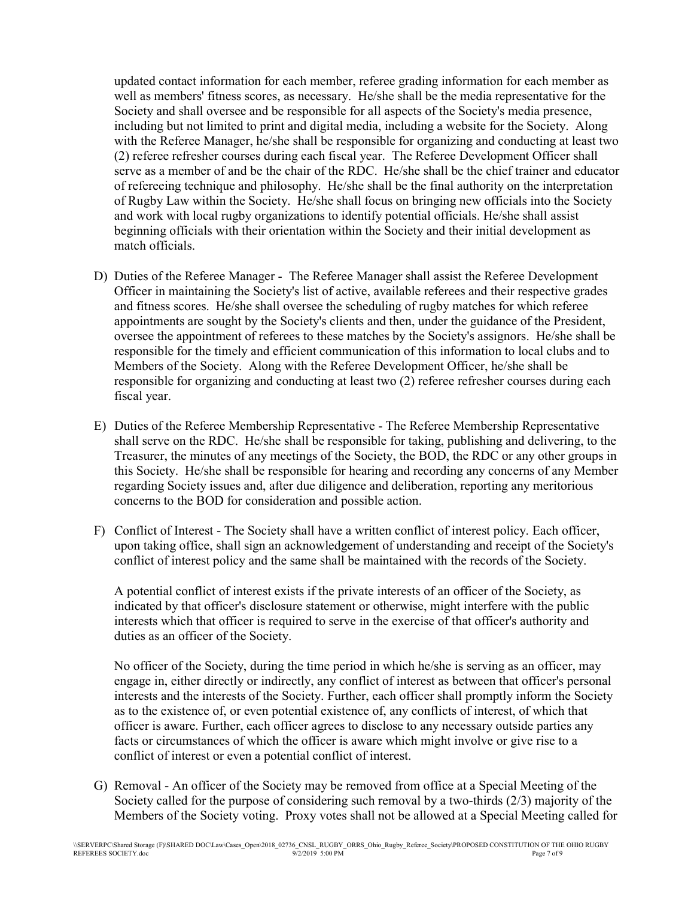updated contact information for each member, referee grading information for each member as well as members' fitness scores, as necessary. He/she shall be the media representative for the Society and shall oversee and be responsible for all aspects of the Society's media presence, including but not limited to print and digital media, including a website for the Society. Along with the Referee Manager, he/she shall be responsible for organizing and conducting at least two (2) referee refresher courses during each fiscal year. The Referee Development Officer shall serve as a member of and be the chair of the RDC. He/she shall be the chief trainer and educator of refereeing technique and philosophy. He/she shall be the final authority on the interpretation of Rugby Law within the Society. He/she shall focus on bringing new officials into the Society and work with local rugby organizations to identify potential officials. He/she shall assist beginning officials with their orientation within the Society and their initial development as match officials.

D) Duties of the Referee Manager - The Referee Manager shall assist the Referee Development Officer in maintaining the Society's list of active, available referees and their respective grades and fitness scores. He/she shall oversee the scheduling of rugby matches for which referee appointments are sought by the Society's clients and then, under the guidance of the President, oversee the appointment of referees to these matches by the Society's assignors. He/she shall be responsible for the timely and efficient communication of this information to local clubs and to Members of the Society. Along with the Referee Development Officer, he/she shall be responsible for organizing and conducting at least two (2) referee refresher courses during each fiscal year.

E) Duties of the Referee Membership Representative - The Referee Membership Representative shall serve on the RDC. He/she shall be responsible for taking, publishing and delivering, to the Treasurer, the minutes of any meetings of the Society, the BOD, the RDC or any other groups in this Society. He/she shall be responsible for hearing and recording any concerns of any Member regarding Society issues and, after due diligence and deliberation, reporting any meritorious concerns to the BOD for consideration and possible action.

F) Conflict of Interest - The Society shall have a written conflict of interest policy. Each officer, upon taking office, shall sign an acknowledgement of understanding and receipt of the Society's conflict of interest policy and the same shall be maintained with the records of the Society.

A potential conflict of interest exists if the private interests of an officer of the Society, as indicated by that officer's disclosure statement or otherwise, might interfere with the public interests which that officer is required to serve in the exercise of that officer's authority and duties as an officer of the Society.

No officer of the Society, during the time period in which he/she is serving as an officer, may engage in, either directly or indirectly, any conflict of interest as between that officer's personal interests and the interests of the Society. Further, each officer shall promptly inform the Society as to the existence of, or even potential existence of, any conflicts of interest, of which that officer is aware. Further, each officer agrees to disclose to any necessary outside parties any facts or circumstances of which the officer is aware which might involve or give rise to a conflict of interest or even a potential conflict of interest.

G) Removal - An officer of the Society may be removed from office at a Special Meeting of the Society called for the purpose of considering such removal by a two-thirds (2/3) majority of the Members of the Society voting. Proxy votes shall not be allowed at a Special Meeting called for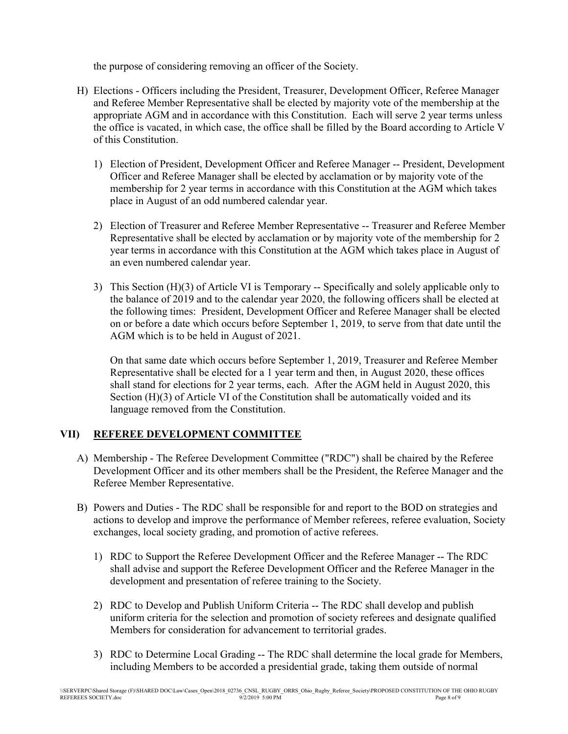the purpose of considering removing an officer of the Society.

H) Elections - Officers including the President, Treasurer, Development Officer, Referee Manager and Referee Member Representative shall be elected by majority vote of the membership at the appropriate AGM and in accordance with this Constitution. Each will serve 2 year terms unless the office is vacated, in which case, the office shall be filled by the Board according to Article V of this Constitution.

   1) Election of President, Development Officer and Referee Manager -- President, Development Officer and Referee Manager shall be elected by acclamation or by majority vote of the membership for 2 year terms in accordance with this Constitution at the AGM which takes place in August of an odd numbered calendar year.

   2) Election of Treasurer and Referee Member Representative -- Treasurer and Referee Member Representative shall be elected by acclamation or by majority vote of the membership for 2 year terms in accordance with this Constitution at the AGM which takes place in August of an even numbered calendar year.

   3) This Section (H)(3) of Article VI is Temporary -- Specifically and solely applicable only to the balance of 2019 and to the calendar year 2020, the following officers shall be elected at the following times: President, Development Officer and Referee Manager shall be elected on or before a date which occurs before September 1, 2019, to serve from that date until the AGM which is to be held in August of 2021.

      On that same date which occurs before September 1, 2019, Treasurer and Referee Member Representative shall be elected for a 1 year term and then, in August 2020, these offices shall stand for elections for 2 year terms, each. After the AGM held in August 2020, this Section (H)(3) of Article VI of the Constitution shall be automatically voided and its language removed from the Constitution.

## VII) <u>REFEREE DEVELOPMENT COMMITTEE</u>

A) Membership - The Referee Development Committee ("RDC") shall be chaired by the Referee Development Officer and its other members shall be the President, the Referee Manager and the Referee Member Representative.

B) Powers and Duties - The RDC shall be responsible for and report to the BOD on strategies and actions to develop and improve the performance of Member referees, referee evaluation, Society exchanges, local society grading, and promotion of active referees.

   1) RDC to Support the Referee Development Officer and the Referee Manager -- The RDC shall advise and support the Referee Development Officer and the Referee Manager in the development and presentation of referee training to the Society.

   2) RDC to Develop and Publish Uniform Criteria -- The RDC shall develop and publish uniform criteria for the selection and promotion of society referees and designate qualified Members for consideration for advancement to territorial grades.

   3) RDC to Determine Local Grading -- The RDC shall determine the local grade for Members, including Members to be accorded a presidential grade, taking them outside of normal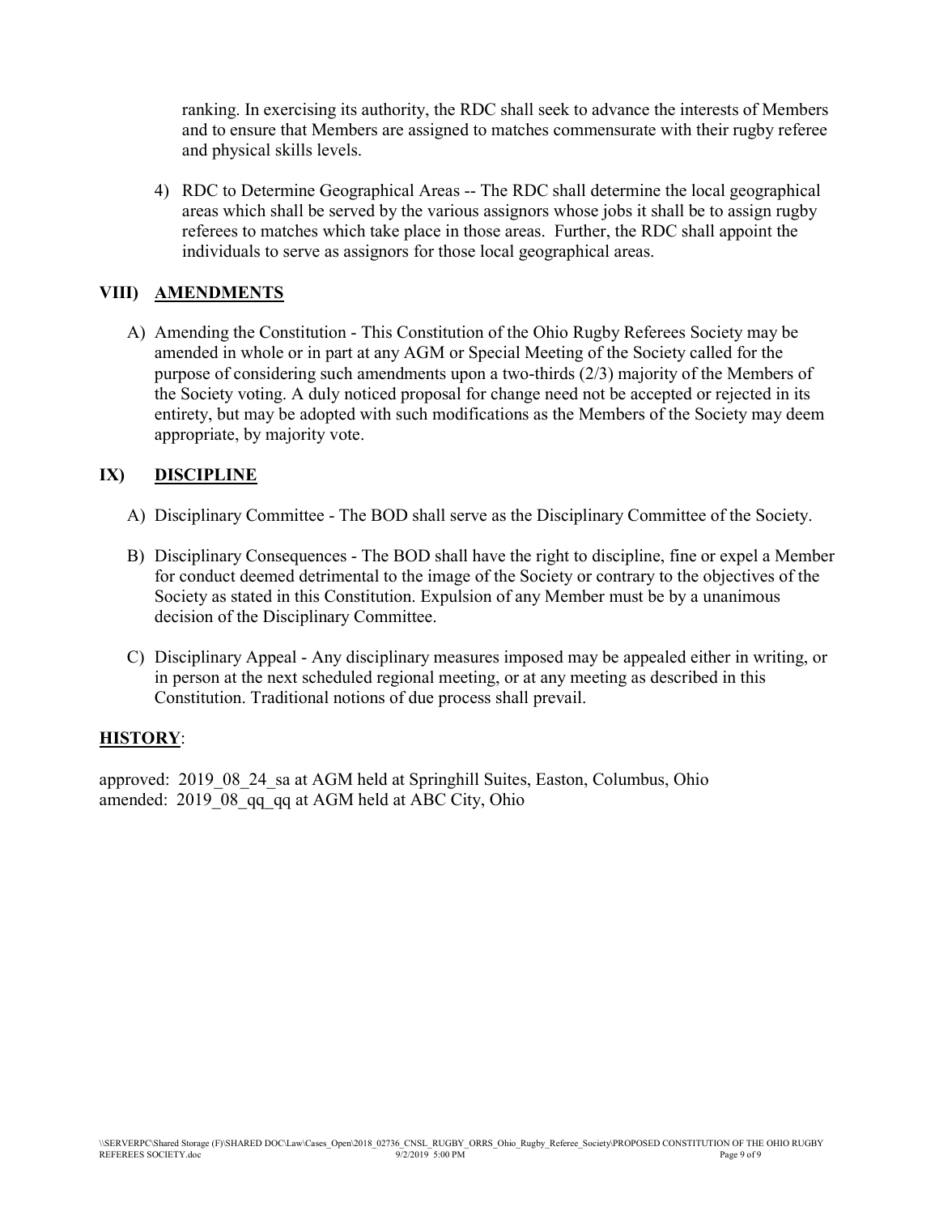ranking. In exercising its authority, the RDC shall seek to advance the interests of Members and to ensure that Members are assigned to matches commensurate with their rugby referee and physical skills levels.

4) RDC to Determine Geographical Areas -- The RDC shall determine the local geographical areas which shall be served by the various assignors whose jobs it shall be to assign rugby referees to matches which take place in those areas. Further, the RDC shall appoint the individuals to serve as assignors for those local geographical areas.

## VIII) AMENDMENTS

A) Amending the Constitution - This Constitution of the Ohio Rugby Referees Society may be amended in whole or in part at any AGM or Special Meeting of the Society called for the purpose of considering such amendments upon a two-thirds (2/3) majority of the Members of the Society voting. A duly noticed proposal for change need not be accepted or rejected in its entirety, but may be adopted with such modifications as the Members of the Society may deem appropriate, by majority vote.

## IX) DISCIPLINE

A) Disciplinary Committee - The BOD shall serve as the Disciplinary Committee of the Society.

B) Disciplinary Consequences - The BOD shall have the right to discipline, fine or expel a Member for conduct deemed detrimental to the image of the Society or contrary to the objectives of the Society as stated in this Constitution. Expulsion of any Member must be by a unanimous decision of the Disciplinary Committee.

C) Disciplinary Appeal - Any disciplinary measures imposed may be appealed either in writing, or in person at the next scheduled regional meeting, or at any meeting as described in this Constitution. Traditional notions of due process shall prevail.

## HISTORY:

approved: 2019_08_24_sa at AGM held at Springhill Suites, Easton, Columbus, Ohio
amended: 2019_08_qq_qq at AGM held at ABC City, Ohio